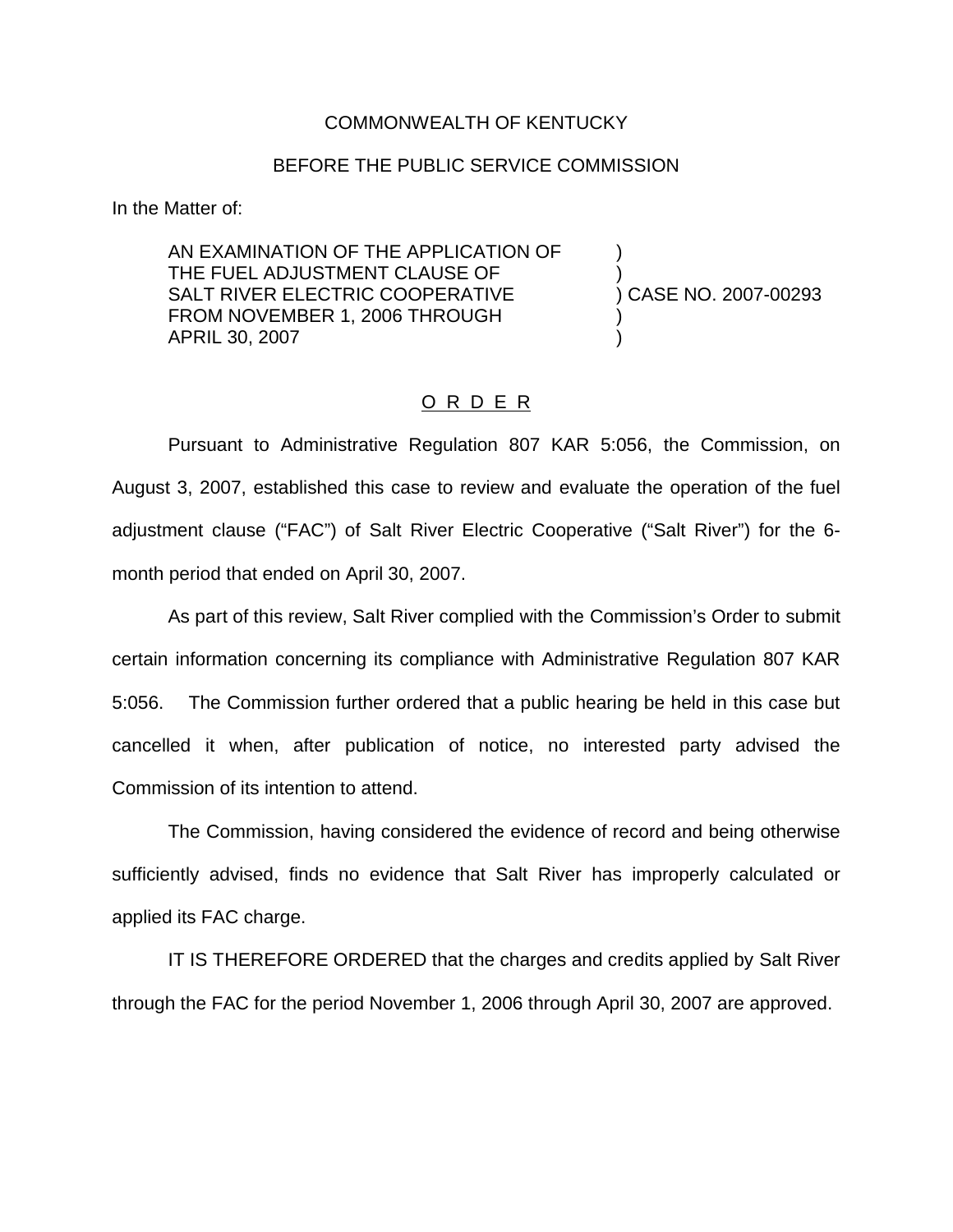COMMONWEALTH OF KENTUCKY

BEFORE THE PUBLIC SERVICE COMMISSION

In the Matter of:

| | | |
|---|---|---|
| AN EXAMINATION OF THE APPLICATION OF THE FUEL ADJUSTMENT CLAUSE OF SALT RIVER ELECTRIC COOPERATIVE FROM NOVEMBER 1, 2006 THROUGH APRIL 30, 2007 | ) | CASE NO. 2007-00293 |

## O R D E R

Pursuant to Administrative Regulation 807 KAR 5:056, the Commission, on August 3, 2007, established this case to review and evaluate the operation of the fuel adjustment clause ("FAC") of Salt River Electric Cooperative ("Salt River") for the 6-month period that ended on April 30, 2007.

As part of this review, Salt River complied with the Commission's Order to submit certain information concerning its compliance with Administrative Regulation 807 KAR 5:056. The Commission further ordered that a public hearing be held in this case but cancelled it when, after publication of notice, no interested party advised the Commission of its intention to attend.

The Commission, having considered the evidence of record and being otherwise sufficiently advised, finds no evidence that Salt River has improperly calculated or applied its FAC charge.

IT IS THEREFORE ORDERED that the charges and credits applied by Salt River through the FAC for the period November 1, 2006 through April 30, 2007 are approved.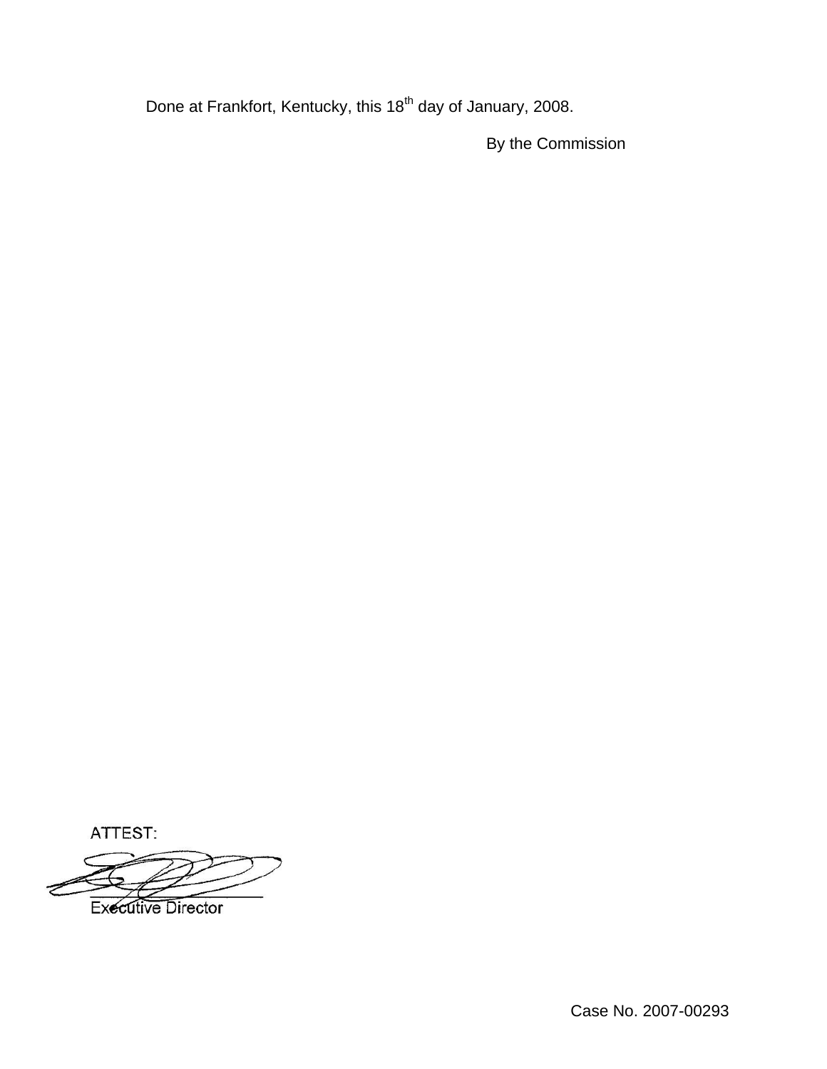Done at Frankfort, Kentucky, this 18th day of January, 2008.

By the Commission

ATTEST:

Executive Director

Case No. 2007-00293